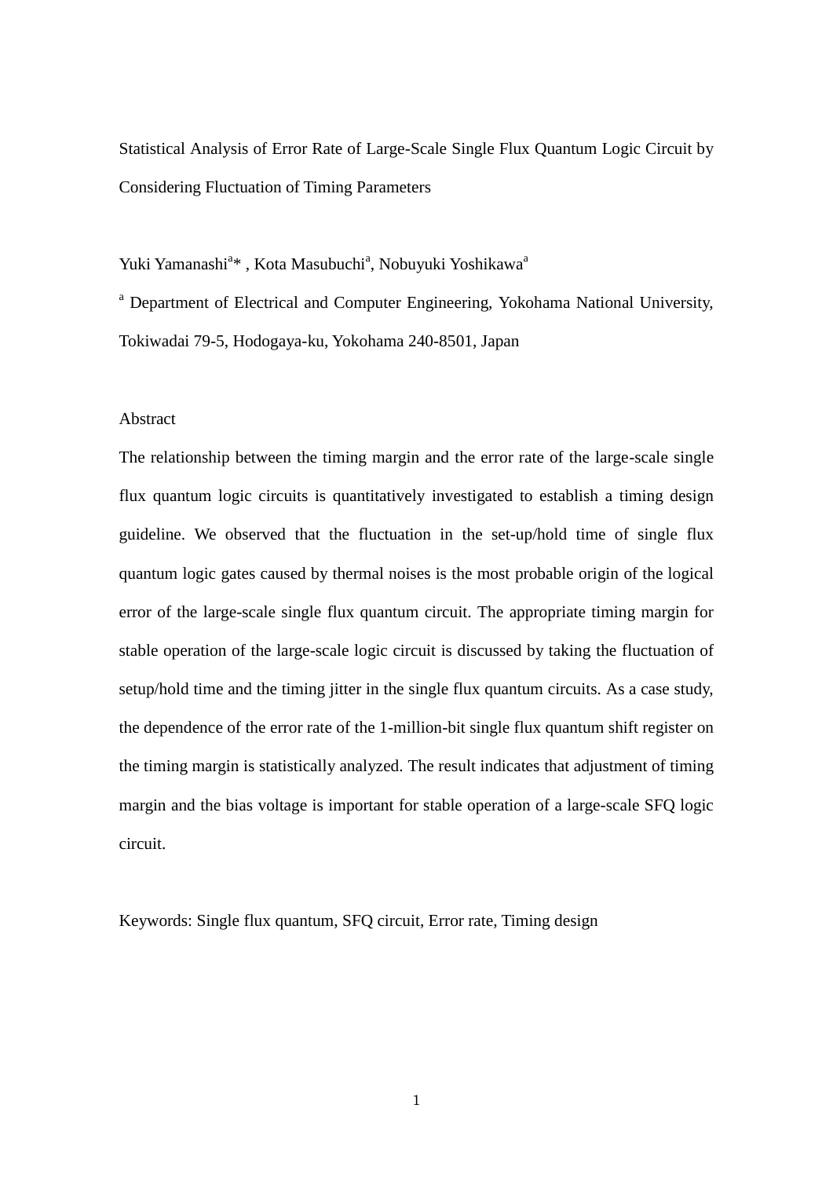# Statistical Analysis of Error Rate of Large-Scale Single Flux Quantum Logic Circuit by Considering Fluctuation of Timing Parameters

Yuki Yamanashi[a]* , Kota Masubuchi[a], Nobuyuki Yoshikawa[a]

[a] Department of Electrical and Computer Engineering, Yokohama National University, Tokiwadai 79-5, Hodogaya-ku, Yokohama 240-8501, Japan

## Abstract

The relationship between the timing margin and the error rate of the large-scale single flux quantum logic circuits is quantitatively investigated to establish a timing design guideline. We observed that the fluctuation in the set-up/hold time of single flux quantum logic gates caused by thermal noises is the most probable origin of the logical error of the large-scale single flux quantum circuit. The appropriate timing margin for stable operation of the large-scale logic circuit is discussed by taking the fluctuation of setup/hold time and the timing jitter in the single flux quantum circuits. As a case study, the dependence of the error rate of the 1-million-bit single flux quantum shift register on the timing margin is statistically analyzed. The result indicates that adjustment of timing margin and the bias voltage is important for stable operation of a large-scale SFQ logic circuit.

Keywords: Single flux quantum, SFQ circuit, Error rate, Timing design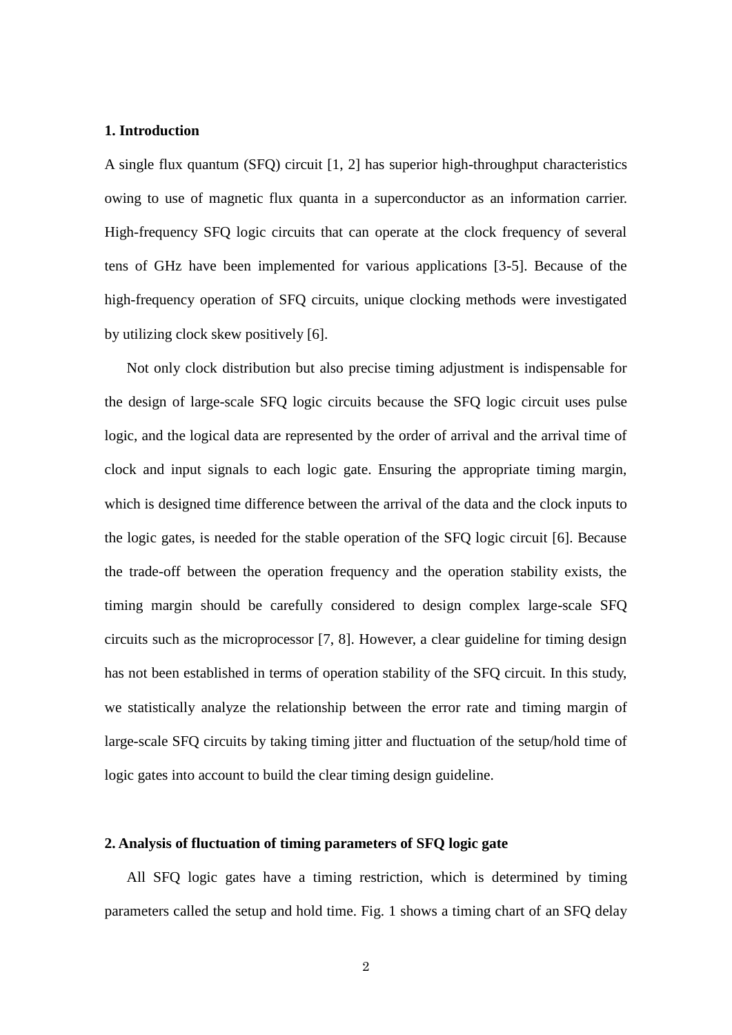## 1. Introduction

A single flux quantum (SFQ) circuit [1, 2] has superior high-throughput characteristics owing to use of magnetic flux quanta in a superconductor as an information carrier. High-frequency SFQ logic circuits that can operate at the clock frequency of several tens of GHz have been implemented for various applications [3-5]. Because of the high-frequency operation of SFQ circuits, unique clocking methods were investigated by utilizing clock skew positively [6].

Not only clock distribution but also precise timing adjustment is indispensable for the design of large-scale SFQ logic circuits because the SFQ logic circuit uses pulse logic, and the logical data are represented by the order of arrival and the arrival time of clock and input signals to each logic gate. Ensuring the appropriate timing margin, which is designed time difference between the arrival of the data and the clock inputs to the logic gates, is needed for the stable operation of the SFQ logic circuit [6]. Because the trade-off between the operation frequency and the operation stability exists, the timing margin should be carefully considered to design complex large-scale SFQ circuits such as the microprocessor [7, 8]. However, a clear guideline for timing design has not been established in terms of operation stability of the SFQ circuit. In this study, we statistically analyze the relationship between the error rate and timing margin of large-scale SFQ circuits by taking timing jitter and fluctuation of the setup/hold time of logic gates into account to build the clear timing design guideline.

## 2. Analysis of fluctuation of timing parameters of SFQ logic gate

All SFQ logic gates have a timing restriction, which is determined by timing parameters called the setup and hold time. Fig. 1 shows a timing chart of an SFQ delay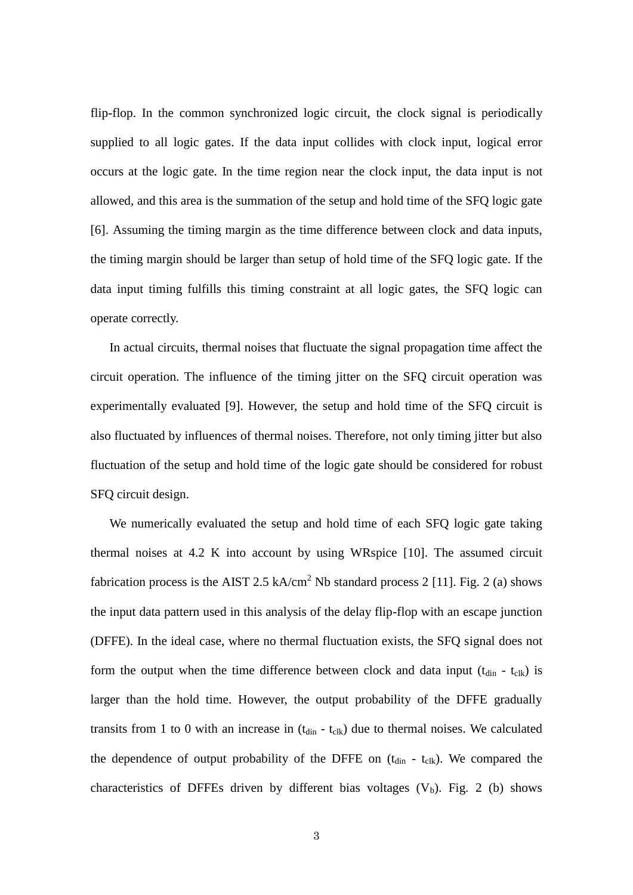flip-flop. In the common synchronized logic circuit, the clock signal is periodically supplied to all logic gates. If the data input collides with clock input, logical error occurs at the logic gate. In the time region near the clock input, the data input is not allowed, and this area is the summation of the setup and hold time of the SFQ logic gate [6]. Assuming the timing margin as the time difference between clock and data inputs, the timing margin should be larger than setup of hold time of the SFQ logic gate. If the data input timing fulfills this timing constraint at all logic gates, the SFQ logic can operate correctly.

In actual circuits, thermal noises that fluctuate the signal propagation time affect the circuit operation. The influence of the timing jitter on the SFQ circuit operation was experimentally evaluated [9]. However, the setup and hold time of the SFQ circuit is also fluctuated by influences of thermal noises. Therefore, not only timing jitter but also fluctuation of the setup and hold time of the logic gate should be considered for robust SFQ circuit design.

We numerically evaluated the setup and hold time of each SFQ logic gate taking thermal noises at 4.2 K into account by using WRspice [10]. The assumed circuit fabrication process is the AIST 2.5 kA/cm$^2$ Nb standard process 2 [11]. Fig. 2 (a) shows the input data pattern used in this analysis of the delay flip-flop with an escape junction (DFFE). In the ideal case, where no thermal fluctuation exists, the SFQ signal does not form the output when the time difference between clock and data input ($t_{din}$ - $t_{clk}$) is larger than the hold time. However, the output probability of the DFFE gradually transits from 1 to 0 with an increase in ($t_{din}$ - $t_{clk}$) due to thermal noises. We calculated the dependence of output probability of the DFFE on ($t_{din}$ - $t_{clk}$). We compared the characteristics of DFFEs driven by different bias voltages ($V_b$). Fig. 2 (b) shows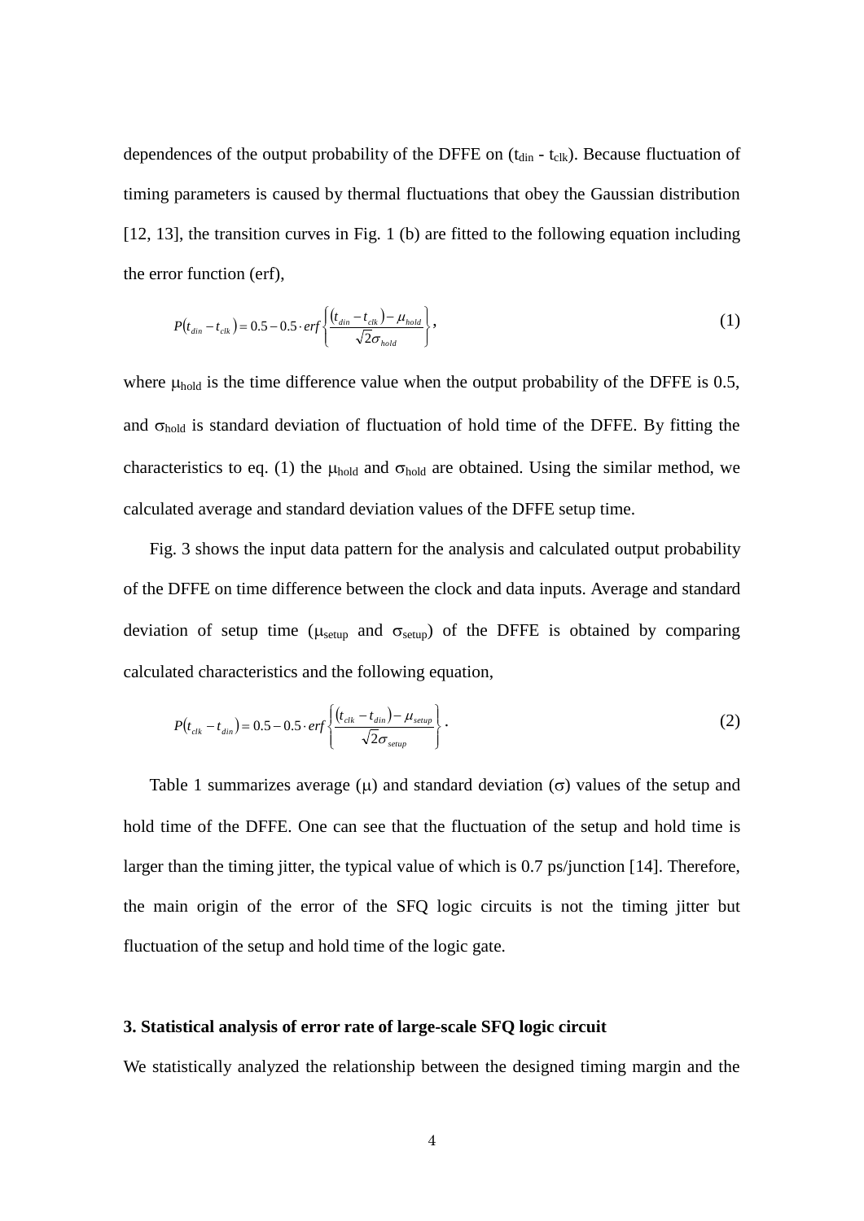dependences of the output probability of the DFFE on ($t_{din}$ - $t_{clk}$). Because fluctuation of timing parameters is caused by thermal fluctuations that obey the Gaussian distribution [12, 13], the transition curves in Fig. 1 (b) are fitted to the following equation including the error function (erf),

$$P(t_{din} - t_{clk}) = 0.5 - 0.5 \cdot erf\left\{\frac{(t_{din} - t_{clk}) - \mu_{hold}}{\sqrt{2}\sigma_{hold}}\right\}, \tag{1}$$

where $\mu_{hold}$ is the time difference value when the output probability of the DFFE is 0.5, and $\sigma_{hold}$ is standard deviation of fluctuation of hold time of the DFFE. By fitting the characteristics to eq. (1) the $\mu_{hold}$ and $\sigma_{hold}$ are obtained. Using the similar method, we calculated average and standard deviation values of the DFFE setup time.

Fig. 3 shows the input data pattern for the analysis and calculated output probability of the DFFE on time difference between the clock and data inputs. Average and standard deviation of setup time ($\mu_{setup}$ and $\sigma_{setup}$) of the DFFE is obtained by comparing calculated characteristics and the following equation,

$$P(t_{clk} - t_{din}) = 0.5 - 0.5 \cdot erf\left\{\frac{(t_{clk} - t_{din}) - \mu_{setup}}{\sqrt{2}\sigma_{setup}}\right\}. \tag{2}$$

Table 1 summarizes average ($\mu$) and standard deviation ($\sigma$) values of the setup and hold time of the DFFE. One can see that the fluctuation of the setup and hold time is larger than the timing jitter, the typical value of which is 0.7 ps/junction [14]. Therefore, the main origin of the error of the SFQ logic circuits is not the timing jitter but fluctuation of the setup and hold time of the logic gate.

### 3. Statistical analysis of error rate of large-scale SFQ logic circuit

We statistically analyzed the relationship between the designed timing margin and the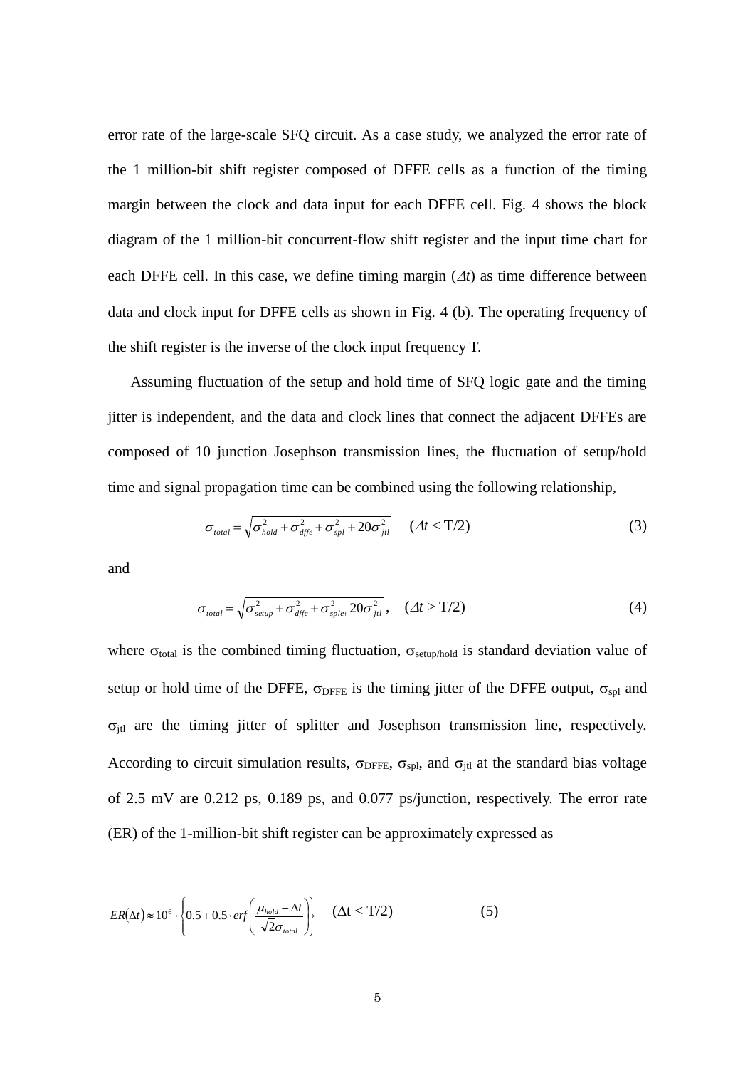error rate of the large-scale SFQ circuit. As a case study, we analyzed the error rate of the 1 million-bit shift register composed of DFFE cells as a function of the timing margin between the clock and data input for each DFFE cell. Fig. 4 shows the block diagram of the 1 million-bit concurrent-flow shift register and the input time chart for each DFFE cell. In this case, we define timing margin ($\Delta t$) as time difference between data and clock input for DFFE cells as shown in Fig. 4 (b). The operating frequency of the shift register is the inverse of the clock input frequency T.

Assuming fluctuation of the setup and hold time of SFQ logic gate and the timing jitter is independent, and the data and clock lines that connect the adjacent DFFEs are composed of 10 junction Josephson transmission lines, the fluctuation of setup/hold time and signal propagation time can be combined using the following relationship,

$$\sigma_{total} = \sqrt{\sigma_{hold}^2 + \sigma_{dffe}^2 + \sigma_{spl}^2 + 20\sigma_{jtl}^2} \quad (\Delta t < \mathrm{T}/2) \tag{3}$$

and

$$\sigma_{total} = \sqrt{\sigma_{setup}^2 + \sigma_{dffe}^2 + \sigma_{sple+}^2 20\sigma_{jtl}^2}, \quad (\Delta t > \mathrm{T}/2) \tag{4}$$

where $\sigma_{total}$ is the combined timing fluctuation, $\sigma_{setup/hold}$ is standard deviation value of setup or hold time of the DFFE, $\sigma_{DFFE}$ is the timing jitter of the DFFE output, $\sigma_{spl}$ and $\sigma_{jtl}$ are the timing jitter of splitter and Josephson transmission line, respectively. According to circuit simulation results, $\sigma_{DFFE}$, $\sigma_{spl}$, and $\sigma_{jtl}$ at the standard bias voltage of 2.5 mV are 0.212 ps, 0.189 ps, and 0.077 ps/junction, respectively. The error rate (ER) of the 1-million-bit shift register can be approximately expressed as

$$ER(\Delta t) \approx 10^6 \cdot \left\{ 0.5 + 0.5 \cdot erf\left( \frac{\mu_{hold} - \Delta t}{\sqrt{2}\sigma_{total}} \right) \right\} \quad (\Delta t < \mathrm{T}/2) \tag{5}$$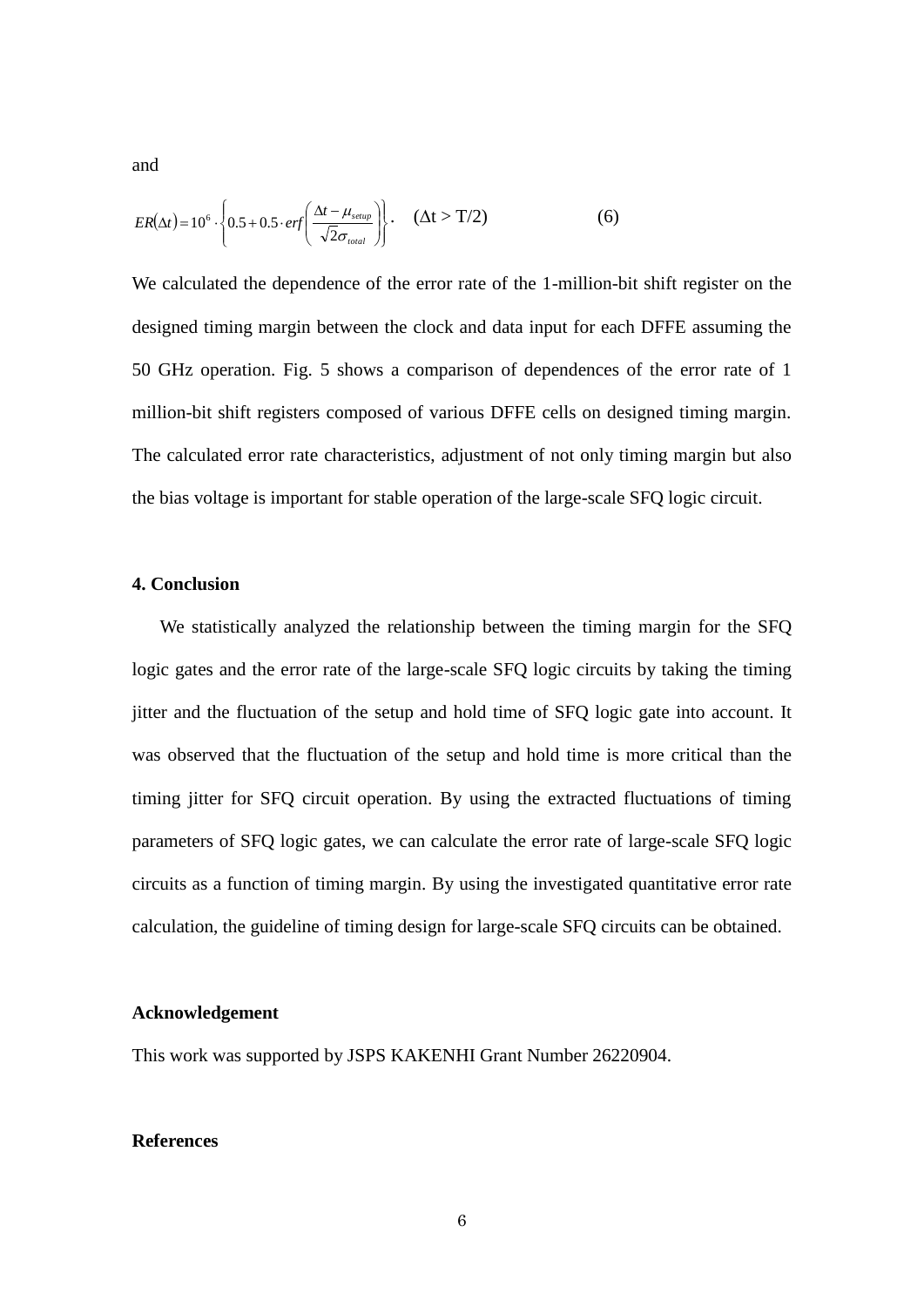and

$$ER(\Delta t) = 10^6 \cdot \left\{ 0.5 + 0.5 \cdot erf\left( \frac{\Delta t - \mu_{setup}}{\sqrt{2}\sigma_{total}} \right) \right\}. \quad (\Delta t > T/2) \qquad (6)$$

We calculated the dependence of the error rate of the 1-million-bit shift register on the designed timing margin between the clock and data input for each DFFE assuming the 50 GHz operation. Fig. 5 shows a comparison of dependences of the error rate of 1 million-bit shift registers composed of various DFFE cells on designed timing margin. The calculated error rate characteristics, adjustment of not only timing margin but also the bias voltage is important for stable operation of the large-scale SFQ logic circuit.

**4. Conclusion**

We statistically analyzed the relationship between the timing margin for the SFQ logic gates and the error rate of the large-scale SFQ logic circuits by taking the timing jitter and the fluctuation of the setup and hold time of SFQ logic gate into account. It was observed that the fluctuation of the setup and hold time is more critical than the timing jitter for SFQ circuit operation. By using the extracted fluctuations of timing parameters of SFQ logic gates, we can calculate the error rate of large-scale SFQ logic circuits as a function of timing margin. By using the investigated quantitative error rate calculation, the guideline of timing design for large-scale SFQ circuits can be obtained.

**Acknowledgement**

This work was supported by JSPS KAKENHI Grant Number 26220904.

**References**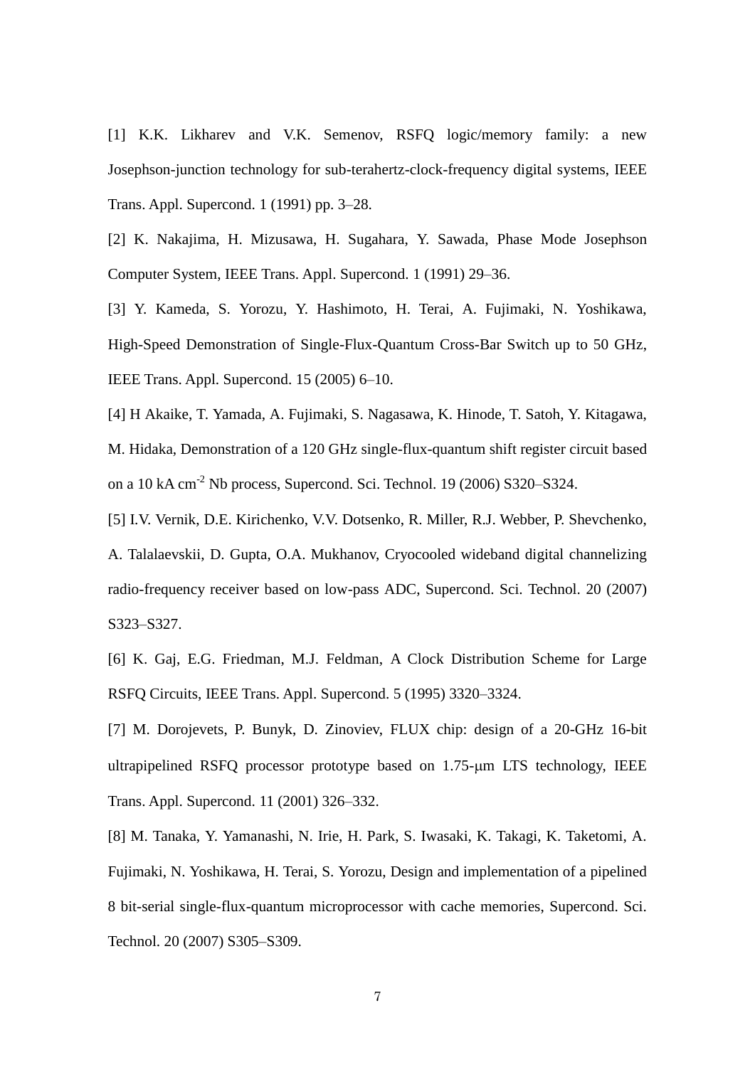[1] K.K. Likharev and V.K. Semenov, RSFQ logic/memory family: a new Josephson-junction technology for sub-terahertz-clock-frequency digital systems, IEEE Trans. Appl. Supercond. 1 (1991) pp. 3–28.

[2] K. Nakajima, H. Mizusawa, H. Sugahara, Y. Sawada, Phase Mode Josephson Computer System, IEEE Trans. Appl. Supercond. 1 (1991) 29–36.

[3] Y. Kameda, S. Yorozu, Y. Hashimoto, H. Terai, A. Fujimaki, N. Yoshikawa, High-Speed Demonstration of Single-Flux-Quantum Cross-Bar Switch up to 50 GHz, IEEE Trans. Appl. Supercond. 15 (2005) 6–10.

[4] H Akaike, T. Yamada, A. Fujimaki, S. Nagasawa, K. Hinode, T. Satoh, Y. Kitagawa, M. Hidaka, Demonstration of a 120 GHz single-flux-quantum shift register circuit based on a 10 kA $cm^{-2}$ Nb process, Supercond. Sci. Technol. 19 (2006) S320–S324.

[5] I.V. Vernik, D.E. Kirichenko, V.V. Dotsenko, R. Miller, R.J. Webber, P. Shevchenko, A. Talalaevskii, D. Gupta, O.A. Mukhanov, Cryocooled wideband digital channelizing radio-frequency receiver based on low-pass ADC, Supercond. Sci. Technol. 20 (2007) S323–S327.

[6] K. Gaj, E.G. Friedman, M.J. Feldman, A Clock Distribution Scheme for Large RSFQ Circuits, IEEE Trans. Appl. Supercond. 5 (1995) 3320–3324.

[7] M. Dorojevets, P. Bunyk, D. Zinoviev, FLUX chip: design of a 20-GHz 16-bit ultrapipelined RSFQ processor prototype based on 1.75-μm LTS technology, IEEE Trans. Appl. Supercond. 11 (2001) 326–332.

[8] M. Tanaka, Y. Yamanashi, N. Irie, H. Park, S. Iwasaki, K. Takagi, K. Taketomi, A. Fujimaki, N. Yoshikawa, H. Terai, S. Yorozu, Design and implementation of a pipelined 8 bit-serial single-flux-quantum microprocessor with cache memories, Supercond. Sci. Technol. 20 (2007) S305–S309.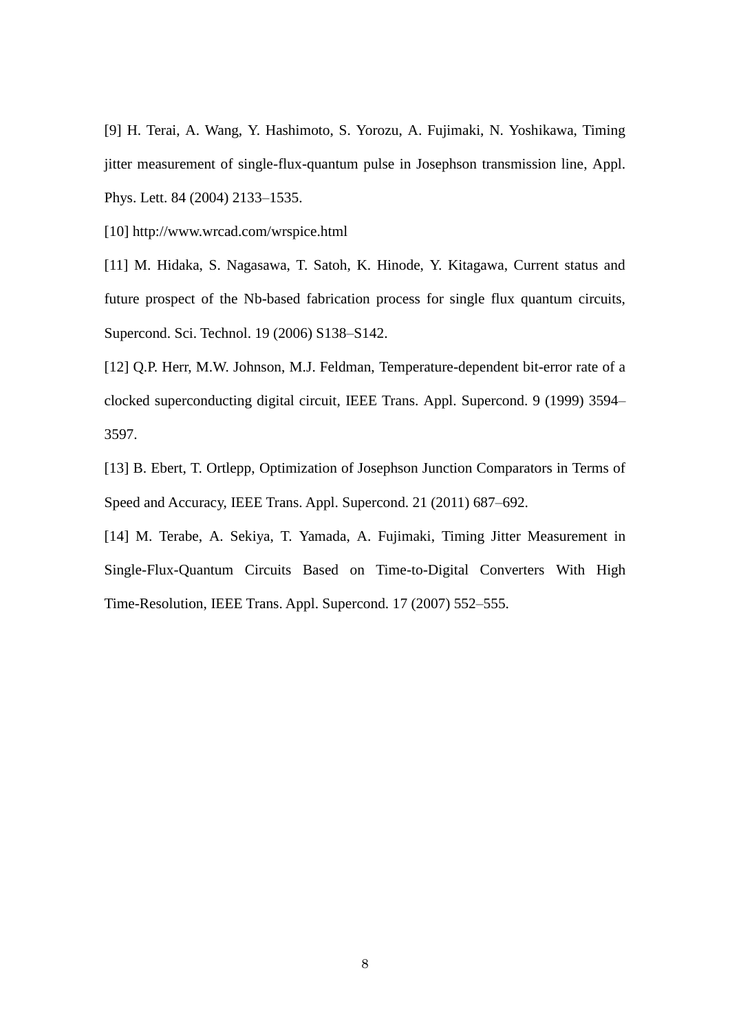[9] H. Terai, A. Wang, Y. Hashimoto, S. Yorozu, A. Fujimaki, N. Yoshikawa, Timing jitter measurement of single-flux-quantum pulse in Josephson transmission line, Appl. Phys. Lett. 84 (2004) 2133–1535.

[10] http://www.wrcad.com/wrspice.html

[11] M. Hidaka, S. Nagasawa, T. Satoh, K. Hinode, Y. Kitagawa, Current status and future prospect of the Nb-based fabrication process for single flux quantum circuits, Supercond. Sci. Technol. 19 (2006) S138–S142.

[12] Q.P. Herr, M.W. Johnson, M.J. Feldman, Temperature-dependent bit-error rate of a clocked superconducting digital circuit, IEEE Trans. Appl. Supercond. 9 (1999) 3594–3597.

[13] B. Ebert, T. Ortlepp, Optimization of Josephson Junction Comparators in Terms of Speed and Accuracy, IEEE Trans. Appl. Supercond. 21 (2011) 687–692.

[14] M. Terabe, A. Sekiya, T. Yamada, A. Fujimaki, Timing Jitter Measurement in Single-Flux-Quantum Circuits Based on Time-to-Digital Converters With High Time-Resolution, IEEE Trans. Appl. Supercond. 17 (2007) 552–555.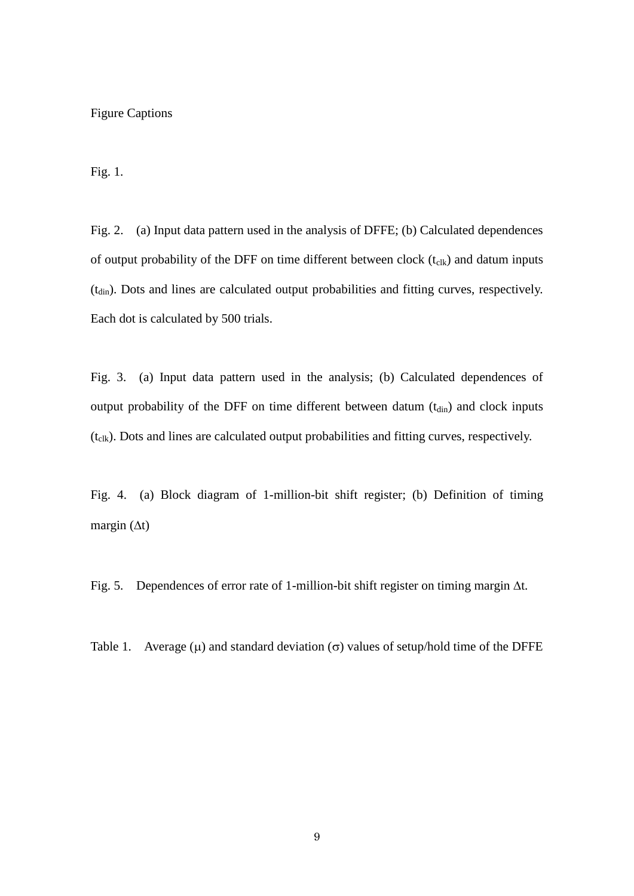# Figure Captions

Fig. 1.

Fig. 2. (a) Input data pattern used in the analysis of DFFE; (b) Calculated dependences of output probability of the DFF on time different between clock ($t_{clk}$) and datum inputs ($t_{din}$). Dots and lines are calculated output probabilities and fitting curves, respectively. Each dot is calculated by 500 trials.

Fig. 3. (a) Input data pattern used in the analysis; (b) Calculated dependences of output probability of the DFF on time different between datum ($t_{din}$) and clock inputs ($t_{clk}$). Dots and lines are calculated output probabilities and fitting curves, respectively.

Fig. 4. (a) Block diagram of 1-million-bit shift register; (b) Definition of timing margin ($\Delta t$)

Fig. 5. Dependences of error rate of 1-million-bit shift register on timing margin $\Delta t$.

Table 1. Average ($\mu$) and standard deviation ($\sigma$) values of setup/hold time of the DFFE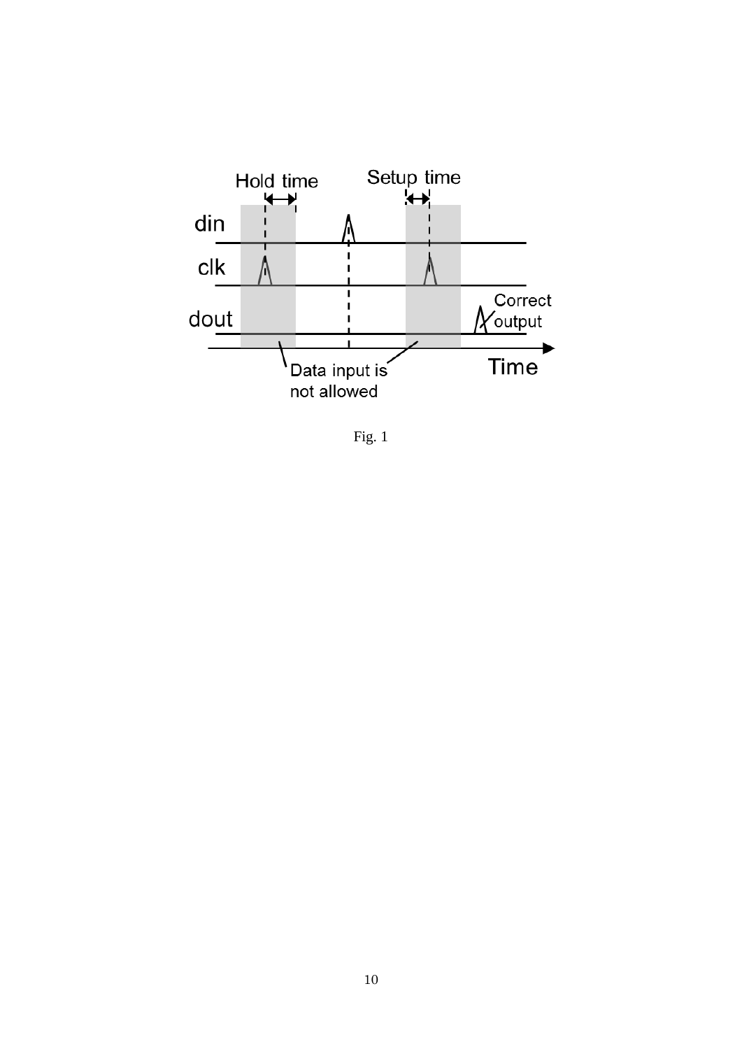Fig. 1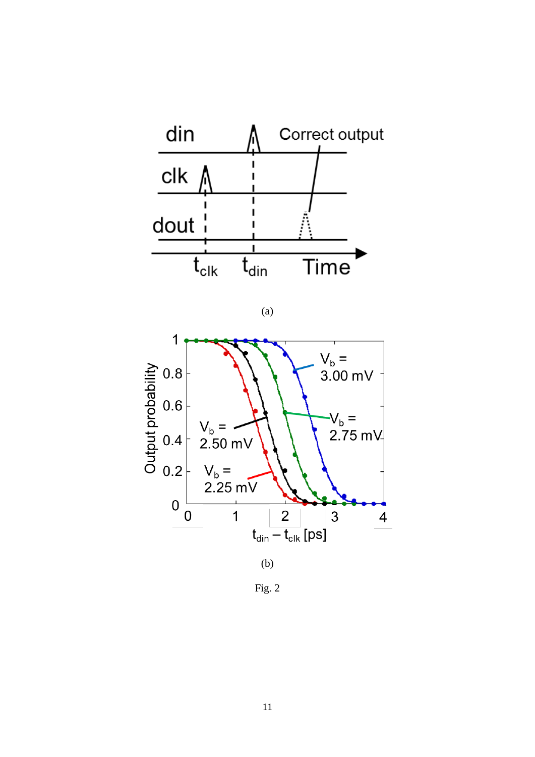(a)

(b)

Fig. 2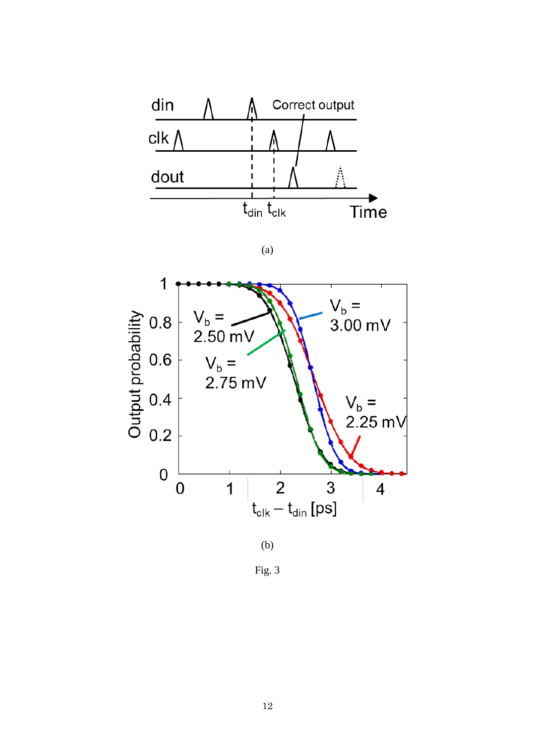(a)

(b)

Fig. 3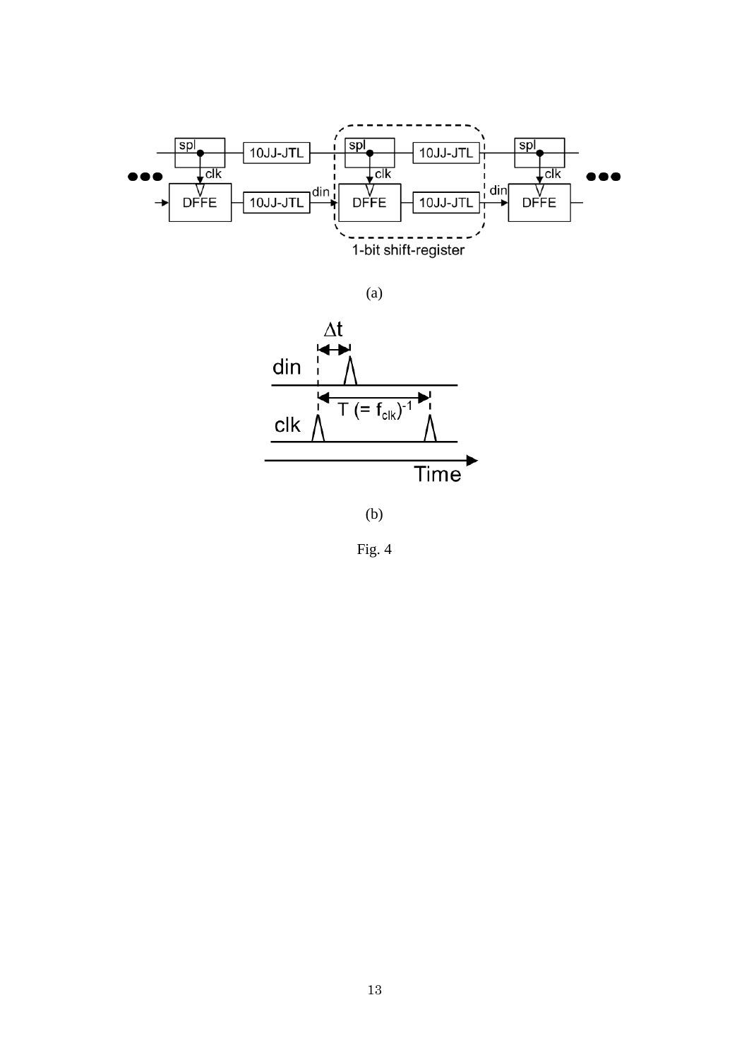(a)

(b)

Fig. 4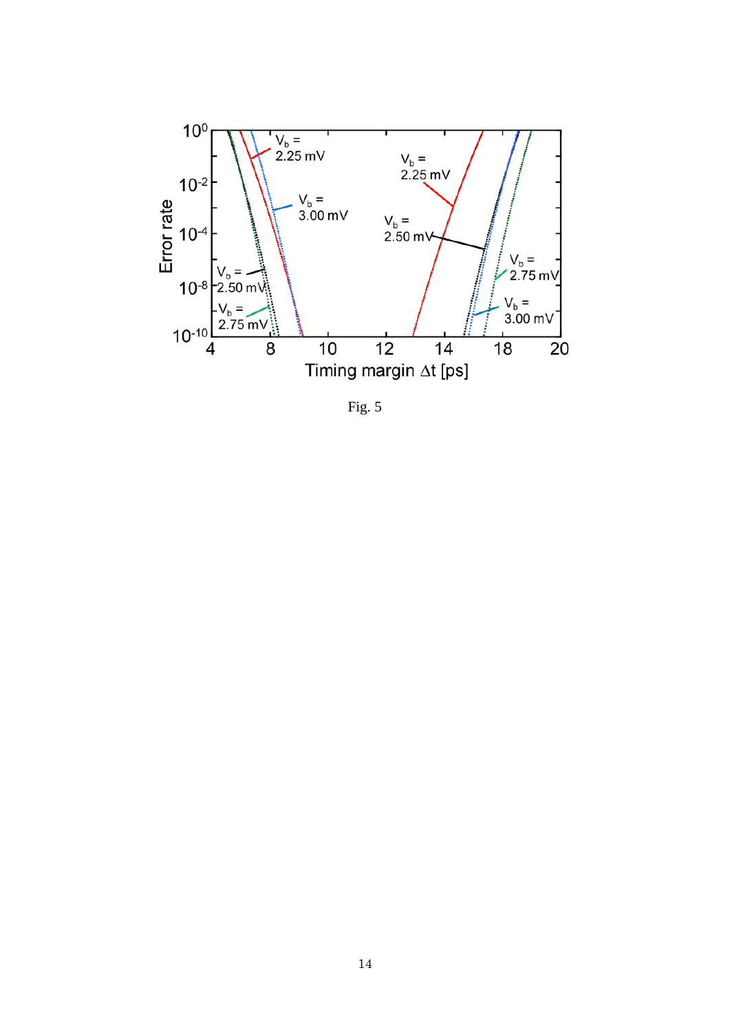Fig. 5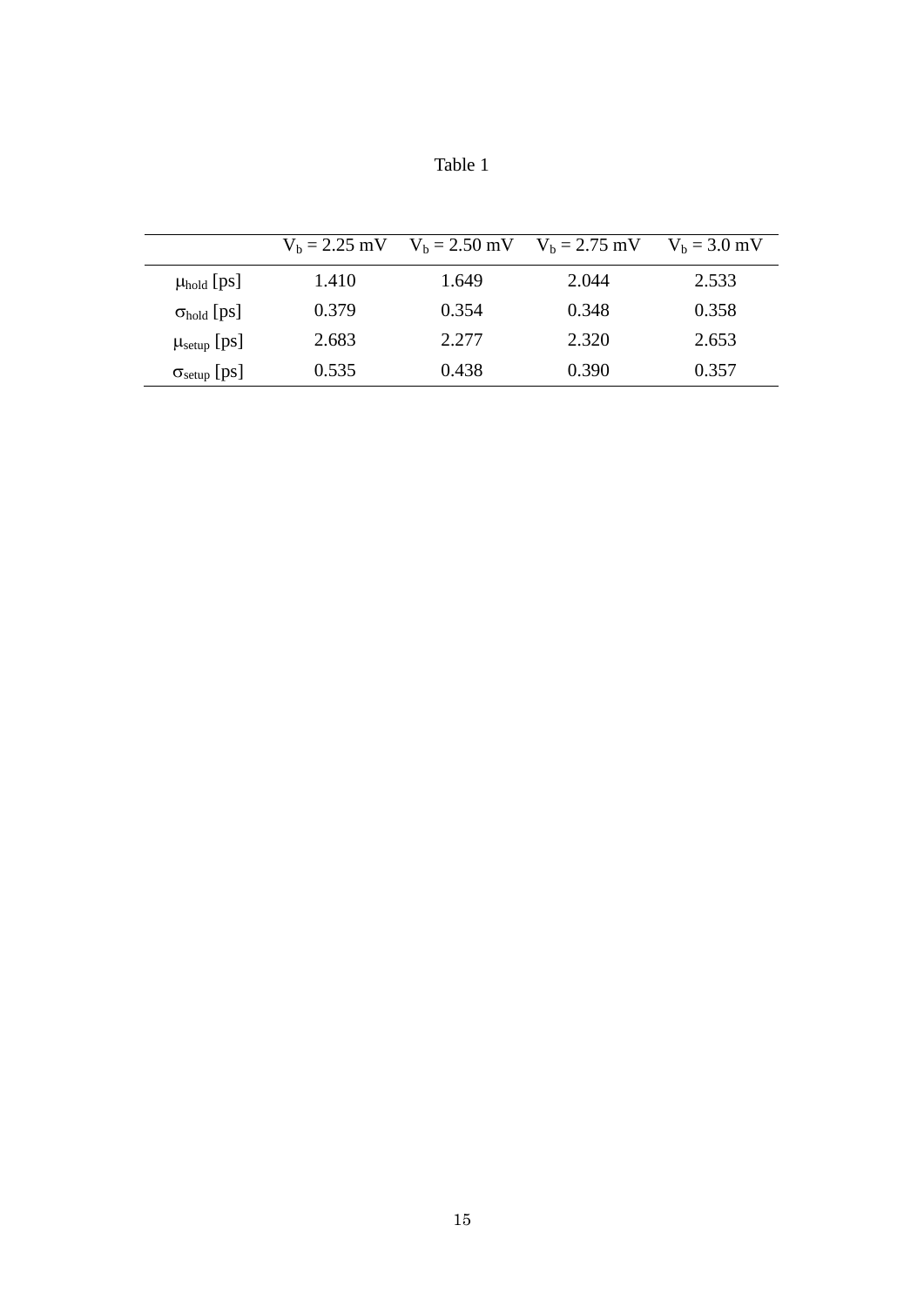Table 1

| | $V_b$ = 2.25 mV | $V_b$ = 2.50 mV | $V_b$ = 2.75 mV | $V_b$ = 3.0 mV |
|---|---|---|---|---|
| $\mu_{hold}$ [ps] | 1.410 | 1.649 | 2.044 | 2.533 |
| $\sigma_{hold}$ [ps] | 0.379 | 0.354 | 0.348 | 0.358 |
| $\mu_{setup}$ [ps] | 2.683 | 2.277 | 2.320 | 2.653 |
| $\sigma_{setup}$ [ps] | 0.535 | 0.438 | 0.390 | 0.357 |